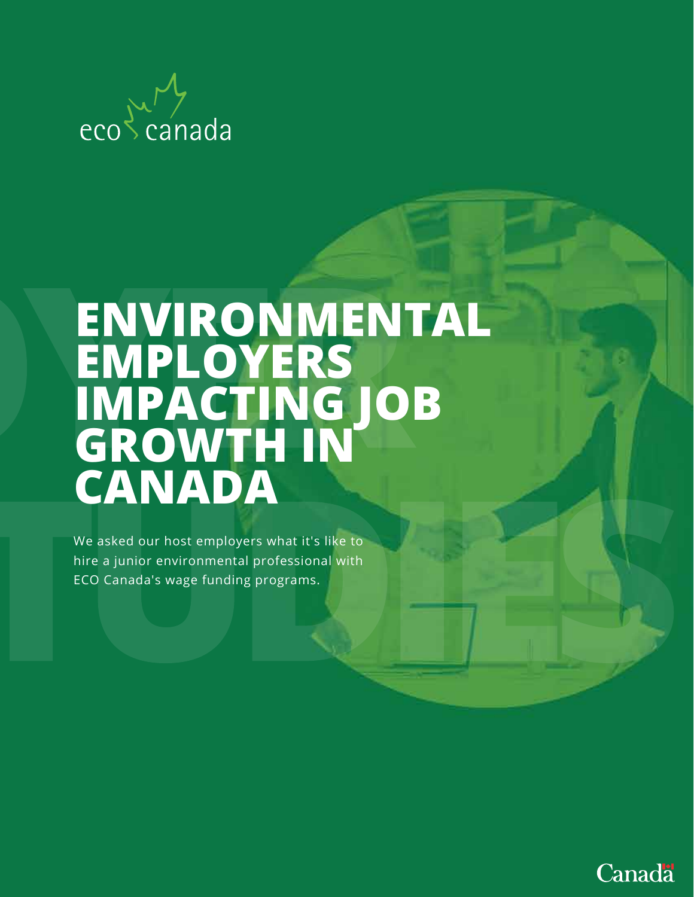eco canada

# ENVIRONMENTAL EMPLOYERS IMPACTING JOB GROWTH IN CANADA

We asked our host employers what it's like to hire a junior environmental professional with ECO Canada's wage funding programs.

Canada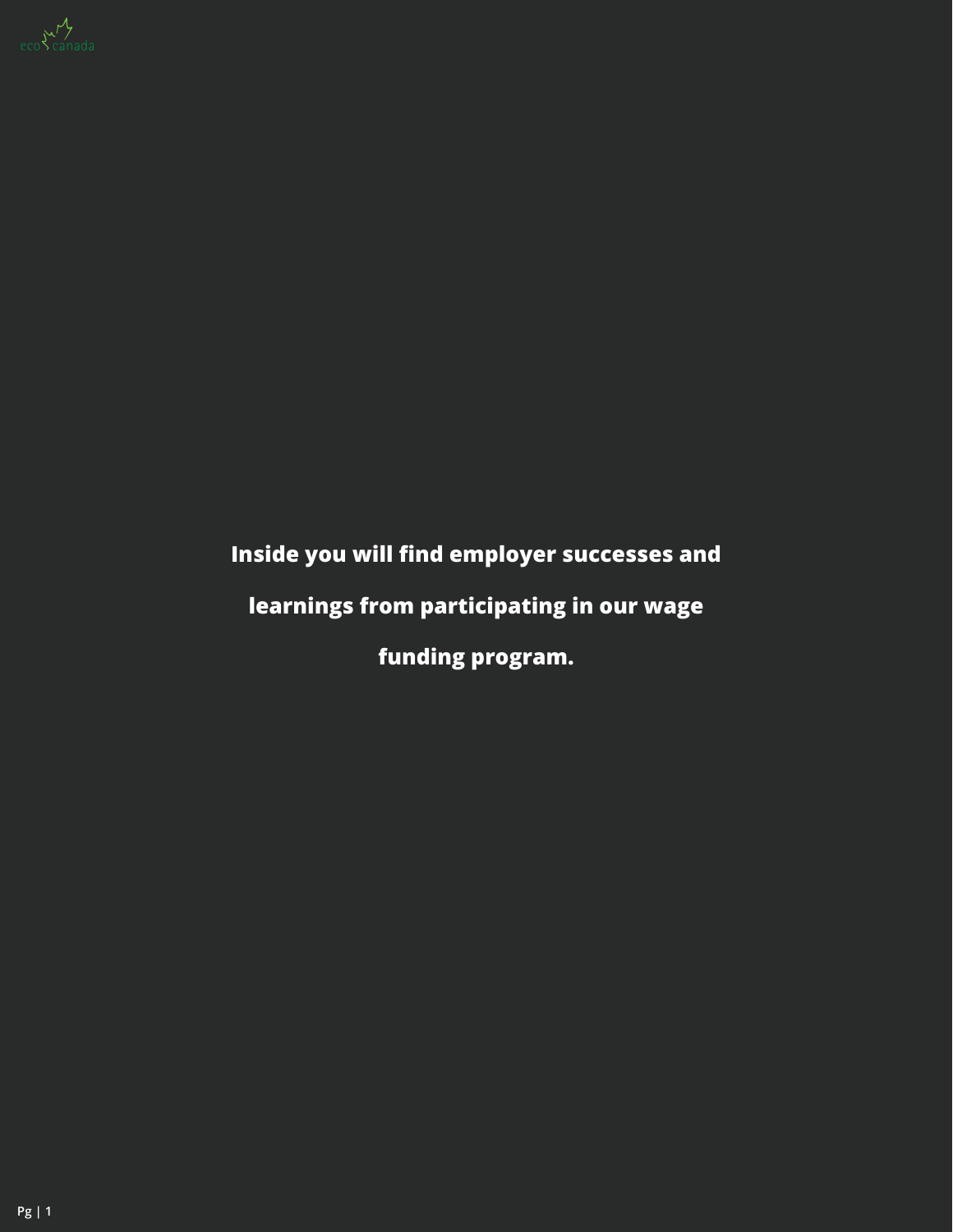**Inside you will find employer successes and learnings from participating in our wage funding program.**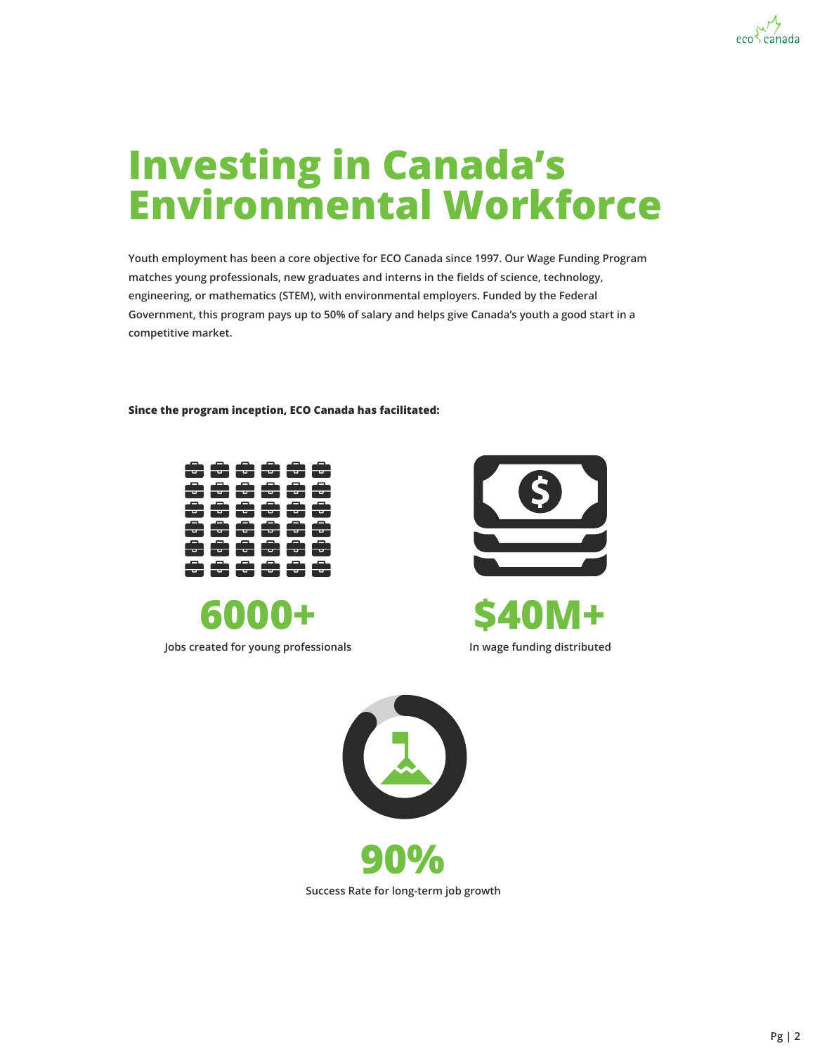# Investing in Canada's Environmental Workforce

**Youth employment has been a core objective for ECO Canada since 1997. Our Wage Funding Program matches young professionals, new graduates and interns in the fields of science, technology, engineering, or mathematics (STEM), with environmental employers. Funded by the Federal Government, this program pays up to 50% of salary and helps give Canada's youth a good start in a competitive market.**

**Since the program inception, ECO Canada has facilitated:**

**6000+**

Jobs created for young professionals

**$40M+**

In wage funding distributed

**90%**

Success Rate for long-term job growth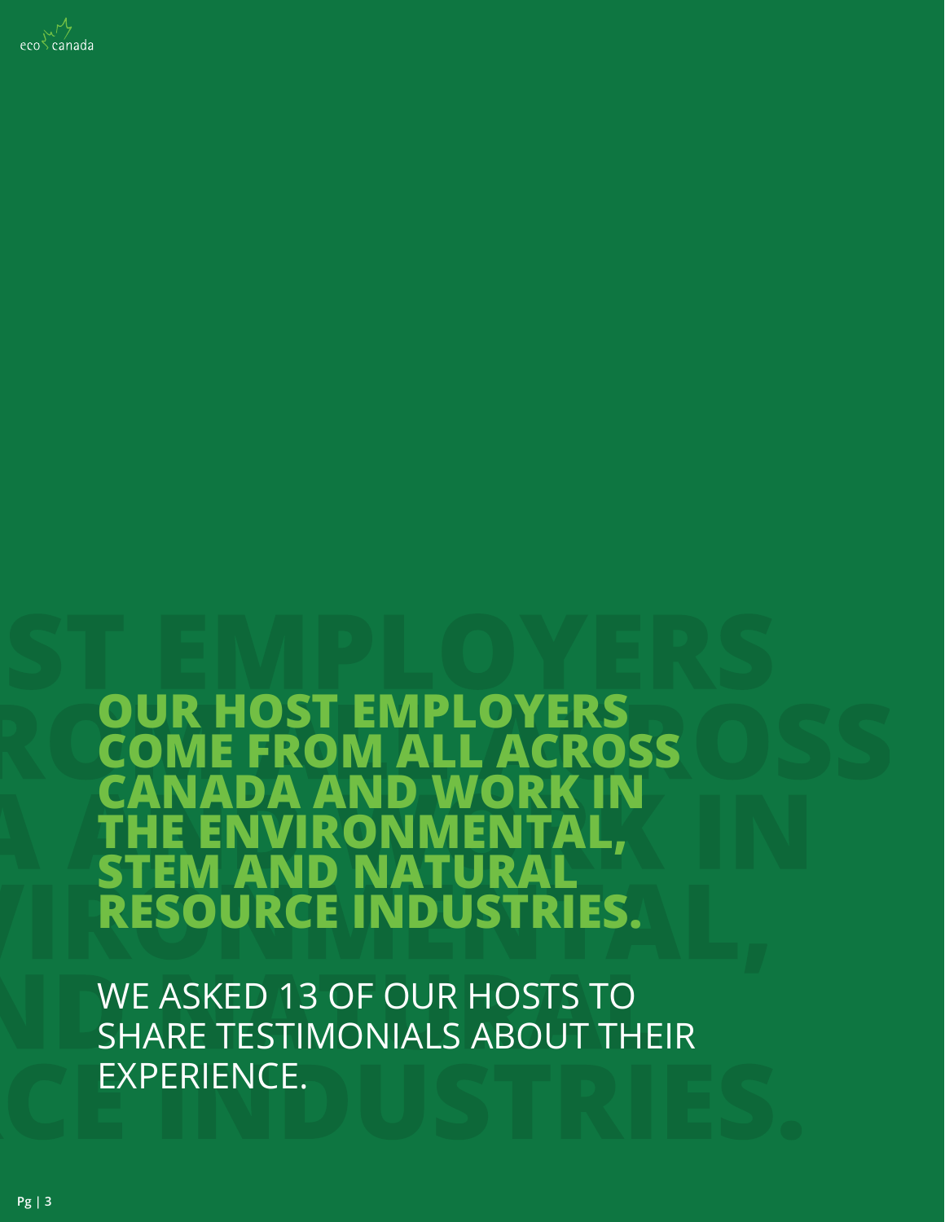# OUR HOST EMPLOYERS COME FROM ALL ACROSS CANADA AND WORK IN THE ENVIRONMENTAL, STEM AND NATURAL RESOURCE INDUSTRIES.

WE ASKED 13 OF OUR HOSTS TO SHARE TESTIMONIALS ABOUT THEIR EXPERIENCE.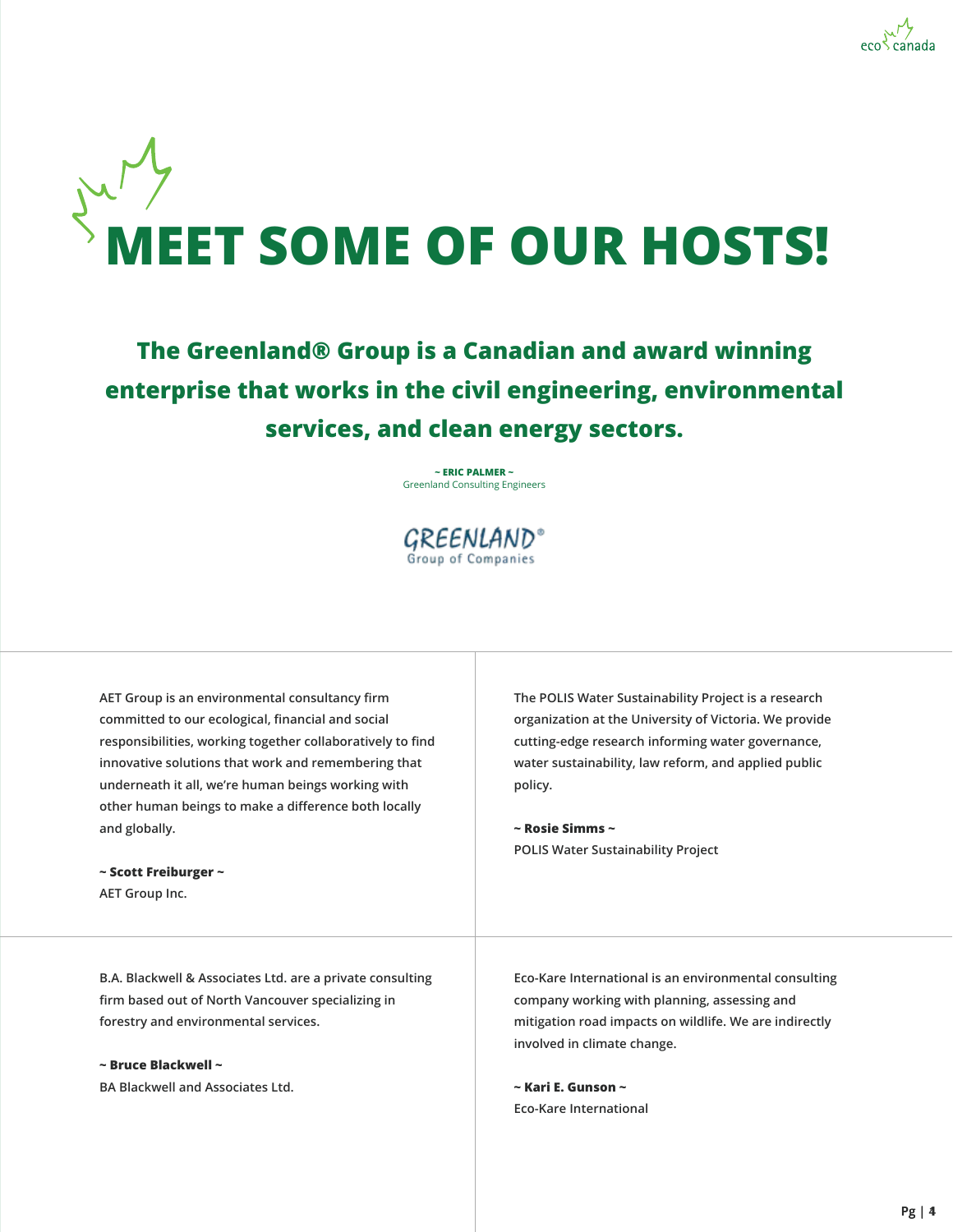# MEET SOME OF OUR HOSTS!

**The Greenland® Group is a Canadian and award winning enterprise that works in the civil engineering, environmental services, and clean energy sectors.**

**~ ERIC PALMER ~**
Greenland Consulting Engineers

GREENLAND®
Group of Companies

AET Group is an environmental consultancy firm committed to our ecological, financial and social responsibilities, working together collaboratively to find innovative solutions that work and remembering that underneath it all, we're human beings working with other human beings to make a difference both locally and globally.

**~ Scott Freiburger ~**
AET Group Inc.

The POLIS Water Sustainability Project is a research organization at the University of Victoria. We provide cutting-edge research informing water governance, water sustainability, law reform, and applied public policy.

**~ Rosie Simms ~**
POLIS Water Sustainability Project

B.A. Blackwell & Associates Ltd. are a private consulting firm based out of North Vancouver specializing in forestry and environmental services.

**~ Bruce Blackwell ~**
BA Blackwell and Associates Ltd.

Eco-Kare International is an environmental consulting company working with planning, assessing and mitigation road impacts on wildlife. We are indirectly involved in climate change.

**~ Kari E. Gunson ~**
Eco-Kare International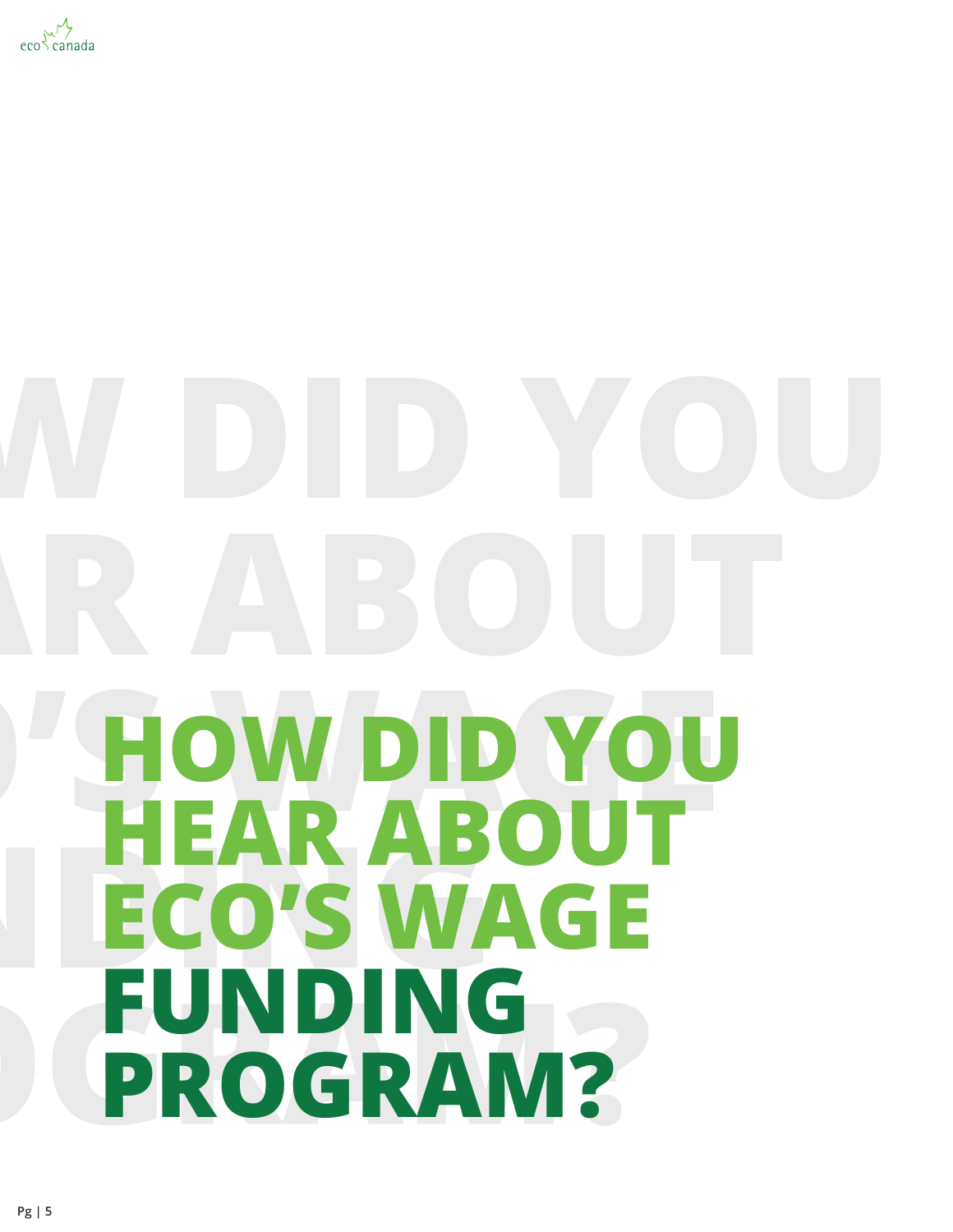# HOW DID YOU HEAR ABOUT ECO'S WAGE FUNDING PROGRAM?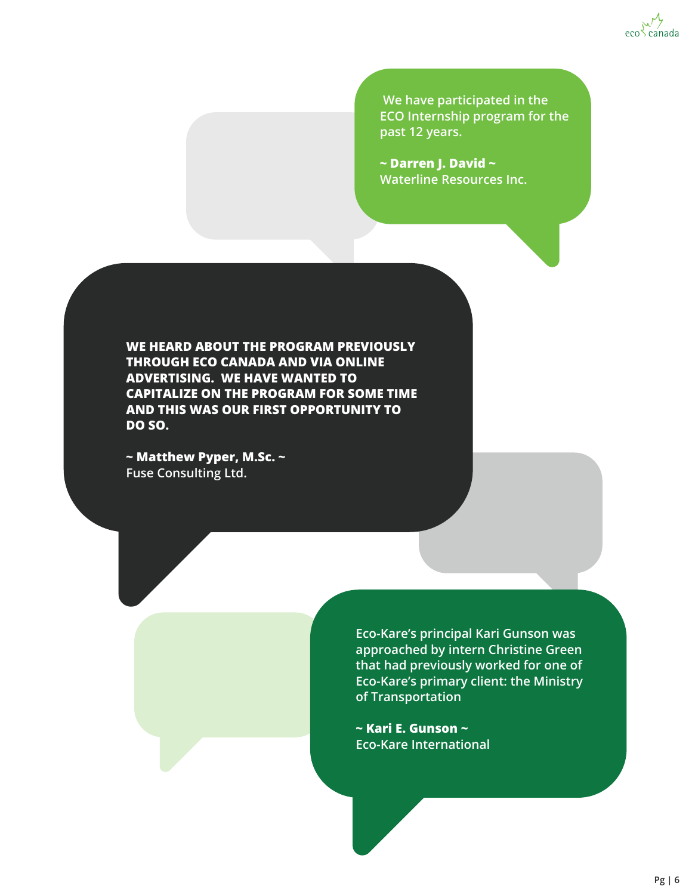We have participated in the ECO Internship program for the past 12 years.

**~ Darren J. David ~**
Waterline Resources Inc.

**WE HEARD ABOUT THE PROGRAM PREVIOUSLY THROUGH ECO CANADA AND VIA ONLINE ADVERTISING. WE HAVE WANTED TO CAPITALIZE ON THE PROGRAM FOR SOME TIME AND THIS WAS OUR FIRST OPPORTUNITY TO DO SO.**

**~ Matthew Pyper, M.Sc. ~**
Fuse Consulting Ltd.

Eco-Kare's principal Kari Gunson was approached by intern Christine Green that had previously worked for one of Eco-Kare's primary client: the Ministry of Transportation

**~ Kari E. Gunson ~**
Eco-Kare International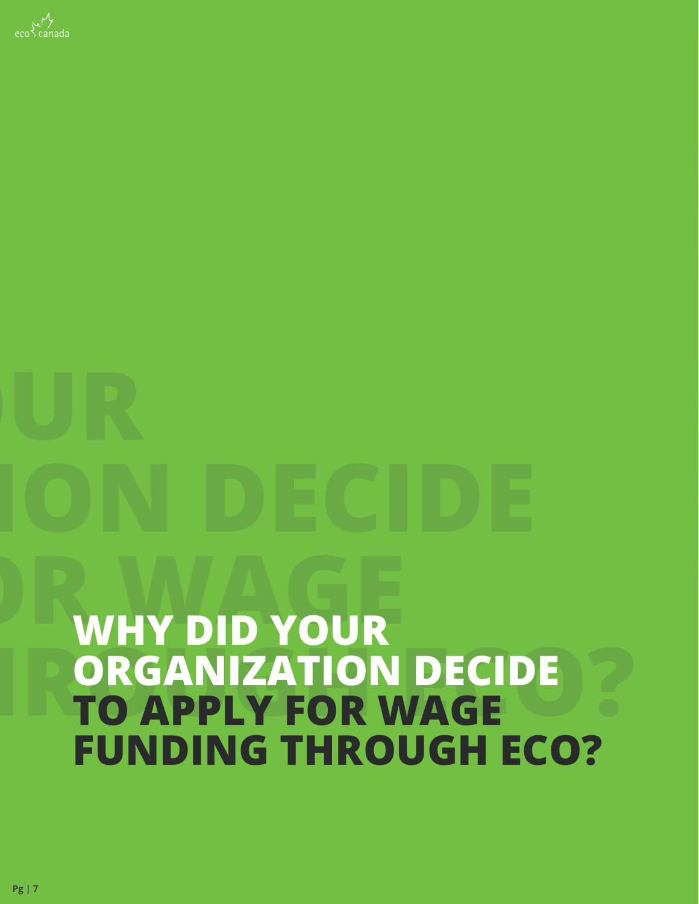# WHY DID YOUR ORGANIZATION DECIDE TO APPLY FOR WAGE FUNDING THROUGH ECO?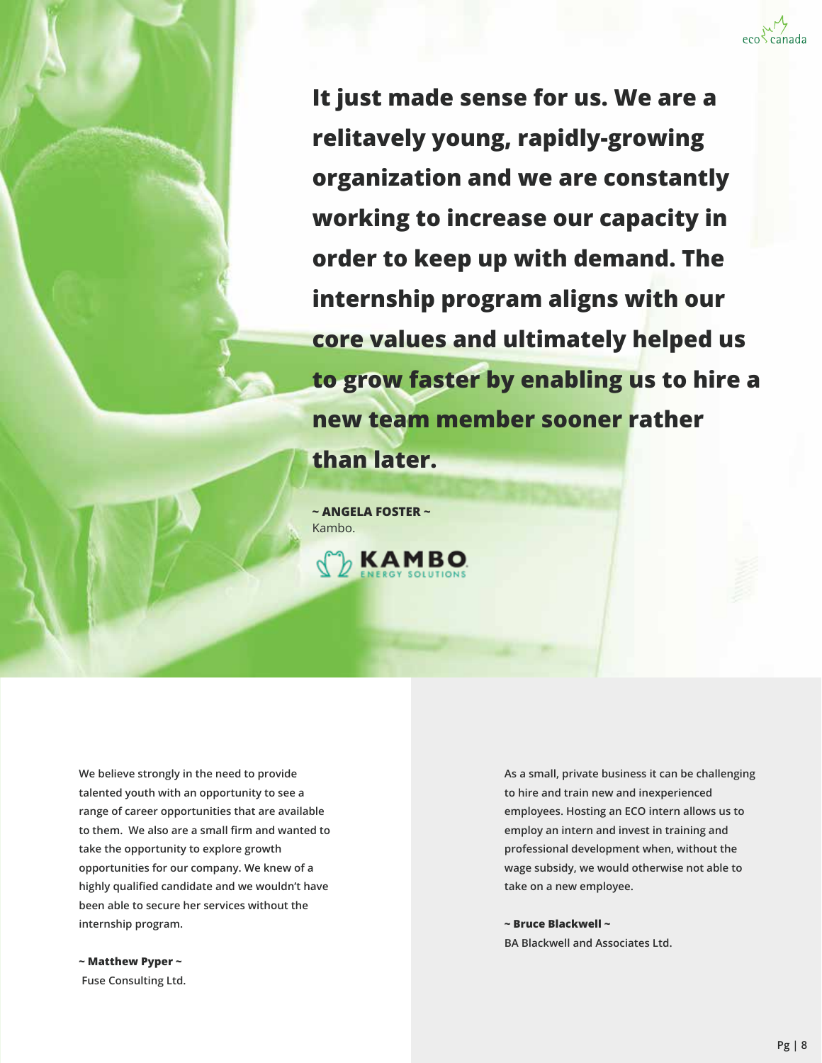**It just made sense for us. We are a relitavely young, rapidly-growing organization and we are constantly working to increase our capacity in order to keep up with demand. The internship program aligns with our core values and ultimately helped us to grow faster by enabling us to hire a new team member sooner rather than later.**

**~ ANGELA FOSTER ~**
Kambo.

We believe strongly in the need to provide talented youth with an opportunity to see a range of career opportunities that are available to them. We also are a small firm and wanted to take the opportunity to explore growth opportunities for our company. We knew of a highly qualified candidate and we wouldn't have been able to secure her services without the internship program.

**~ Matthew Pyper ~**
Fuse Consulting Ltd.

As a small, private business it can be challenging to hire and train new and inexperienced employees. Hosting an ECO intern allows us to employ an intern and invest in training and professional development when, without the wage subsidy, we would otherwise not able to take on a new employee.

**~ Bruce Blackwell ~**
BA Blackwell and Associates Ltd.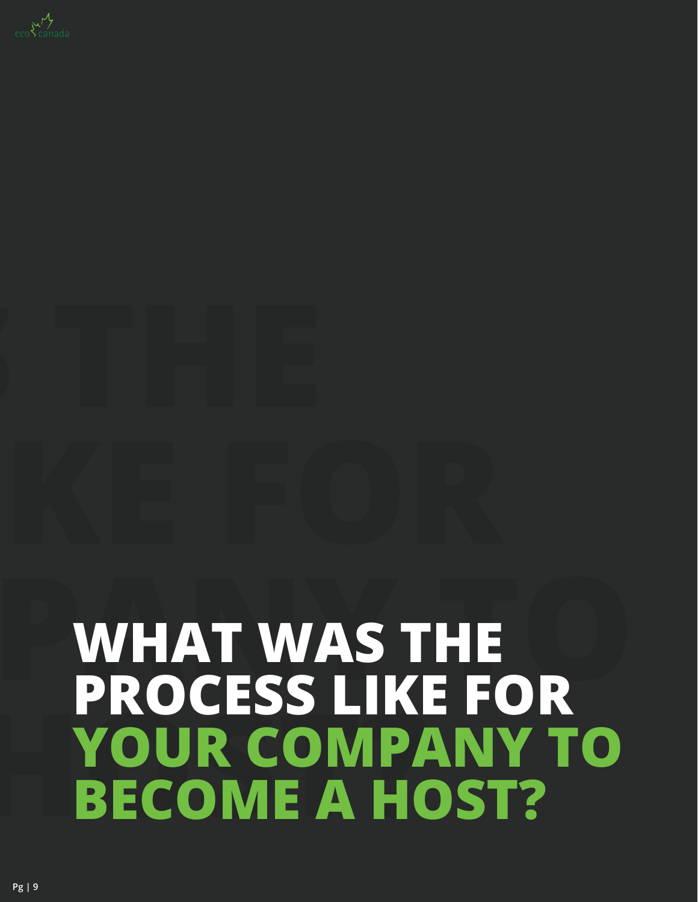# WHAT WAS THE PROCESS LIKE FOR YOUR COMPANY TO BECOME A HOST?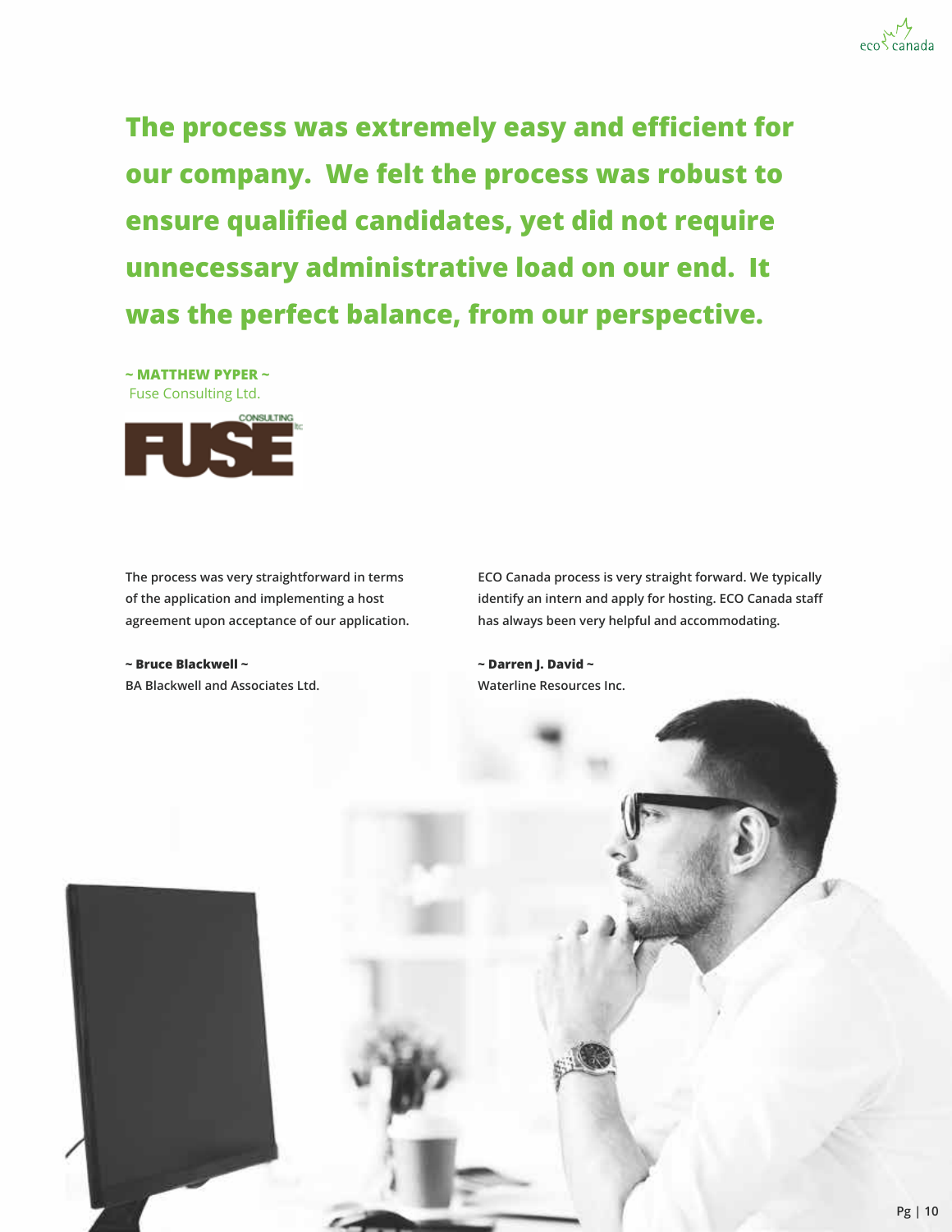**The process was extremely easy and efficient for our company. We felt the process was robust to ensure qualified candidates, yet did not require unnecessary administrative load on our end. It was the perfect balance, from our perspective.**

**~ MATTHEW PYPER ~**
Fuse Consulting Ltd.

The process was very straightforward in terms of the application and implementing a host agreement upon acceptance of our application.

**~ Bruce Blackwell ~**
BA Blackwell and Associates Ltd.

ECO Canada process is very straight forward. We typically identify an intern and apply for hosting. ECO Canada staff has always been very helpful and accommodating.

**~ Darren J. David ~**
Waterline Resources Inc.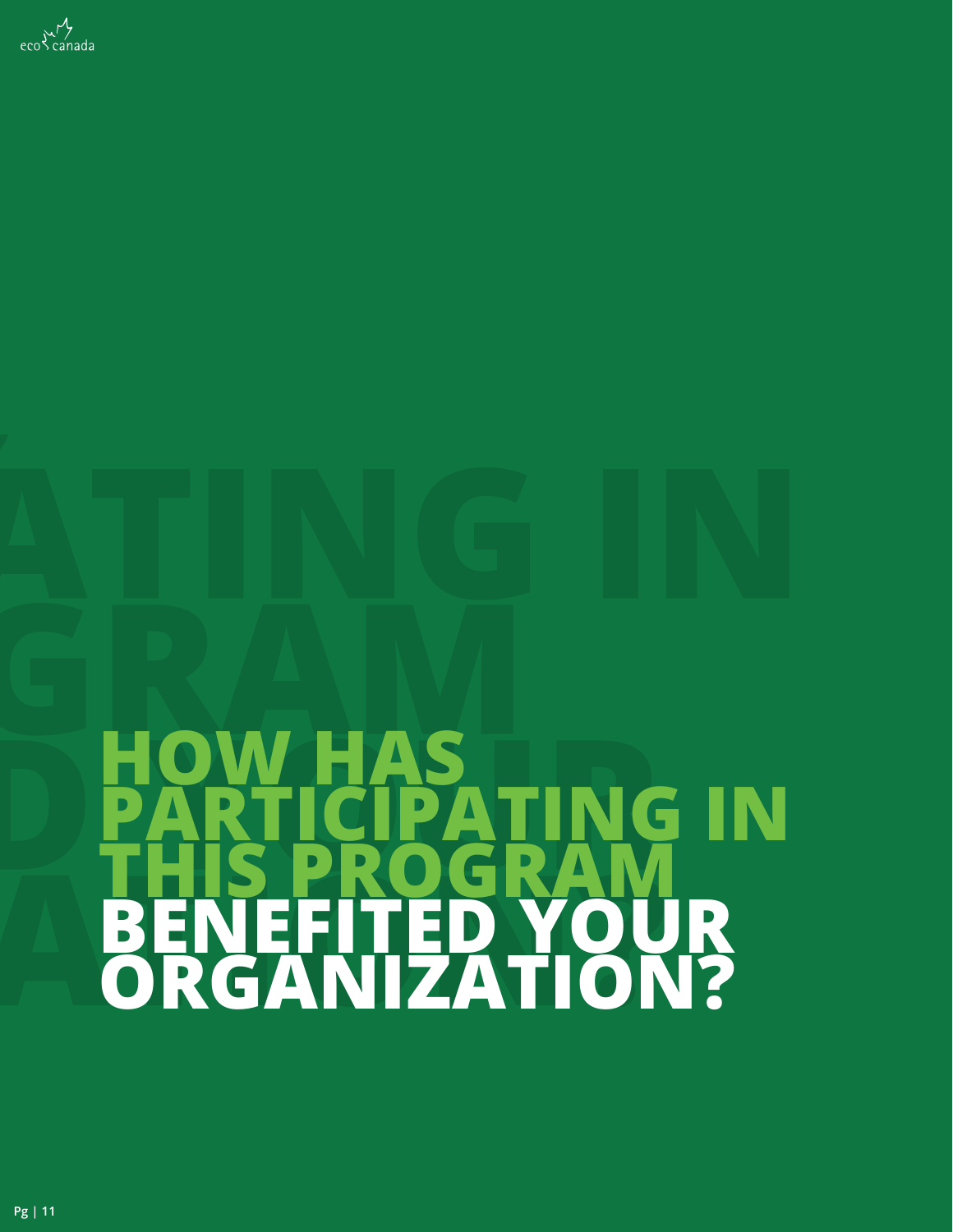# HOW HAS PARTICIPATING IN THIS PROGRAM BENEFITED YOUR ORGANIZATION?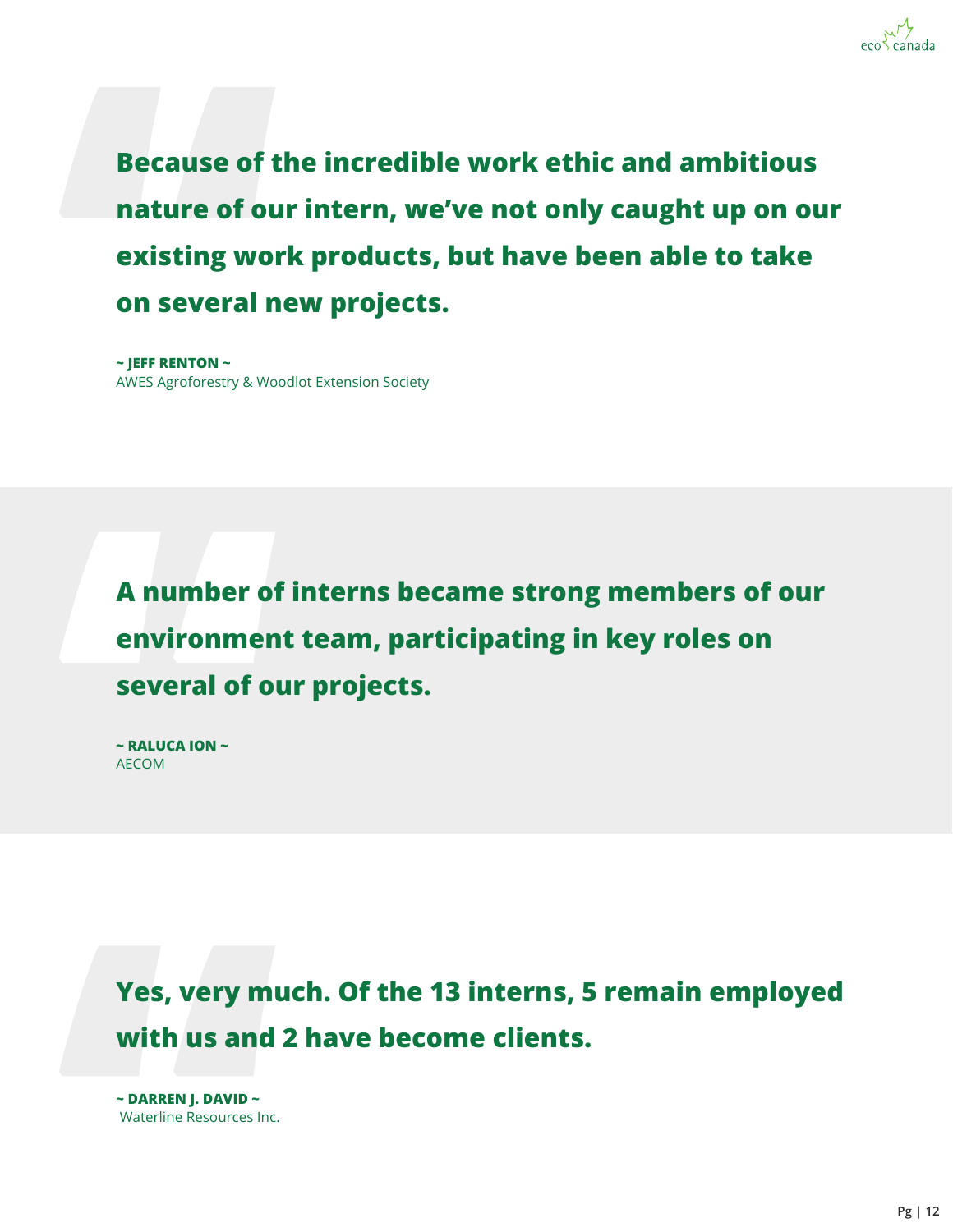**Because of the incredible work ethic and ambitious nature of our intern, we've not only caught up on our existing work products, but have been able to take on several new projects.**

**~ JEFF RENTON ~**
AWES Agroforestry & Woodlot Extension Society

**A number of interns became strong members of our environment team, participating in key roles on several of our projects.**

**~ RALUCA ION ~**
AECOM

**Yes, very much. Of the 13 interns, 5 remain employed with us and 2 have become clients.**

**~ DARREN J. DAVID ~**
Waterline Resources Inc.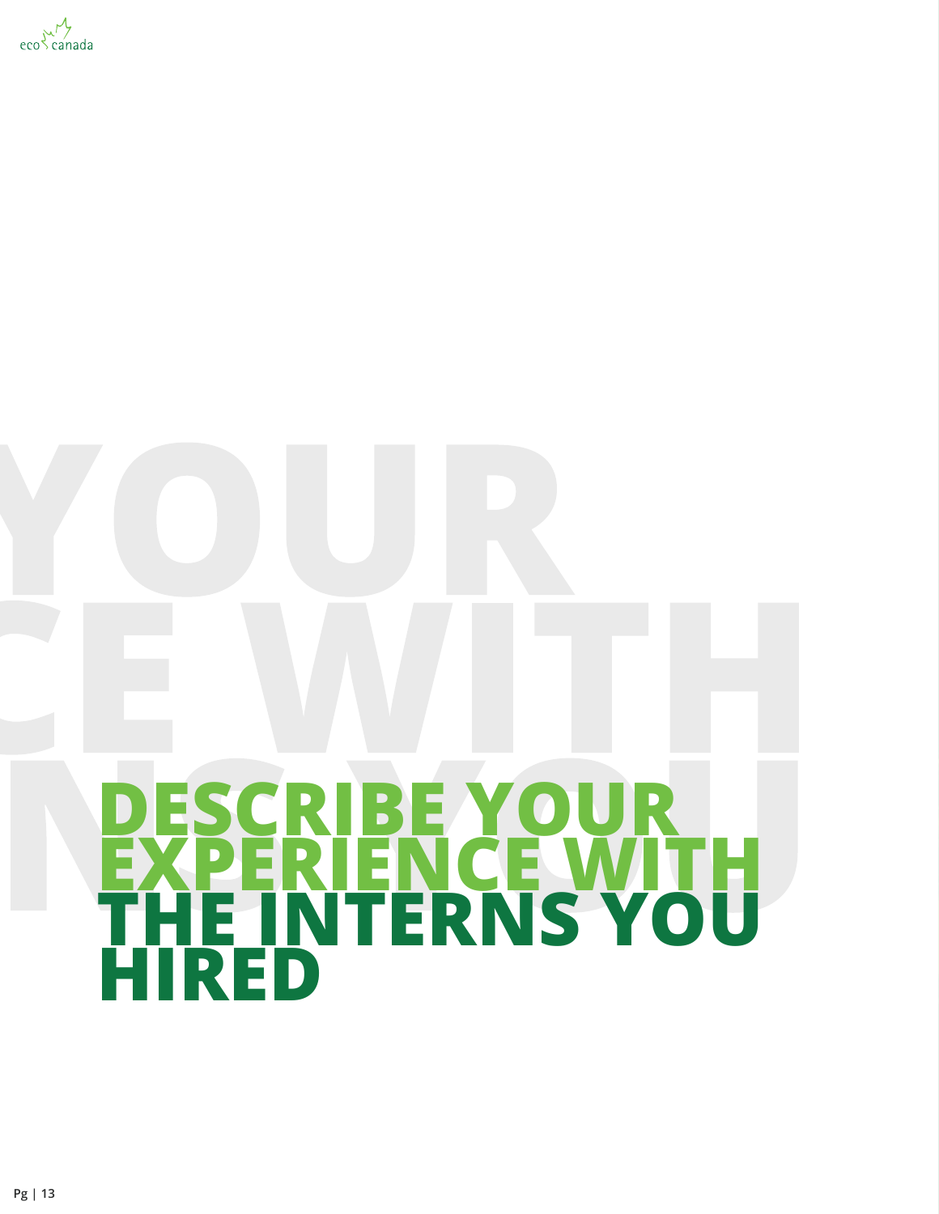# DESCRIBE YOUR EXPERIENCE WITH THE INTERNS YOU HIRED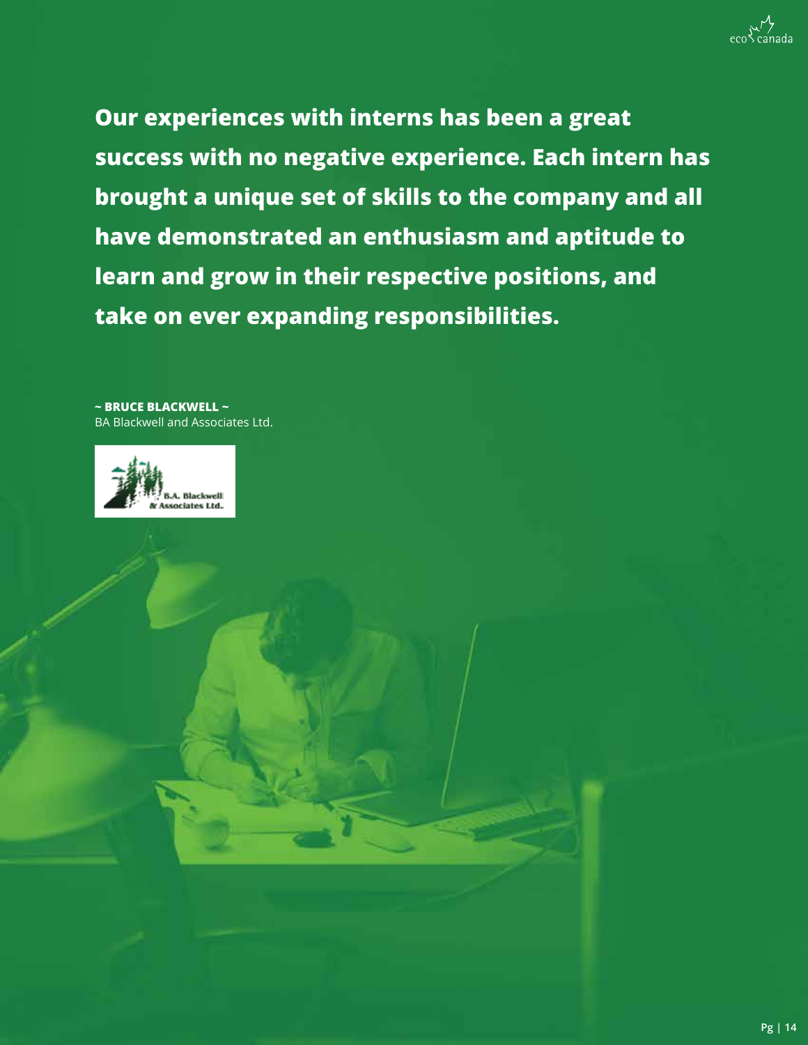**Our experiences with interns has been a great success with no negative experience. Each intern has brought a unique set of skills to the company and all have demonstrated an enthusiasm and aptitude to learn and grow in their respective positions, and take on ever expanding responsibilities.**

**~ BRUCE BLACKWELL ~**
BA Blackwell and Associates Ltd.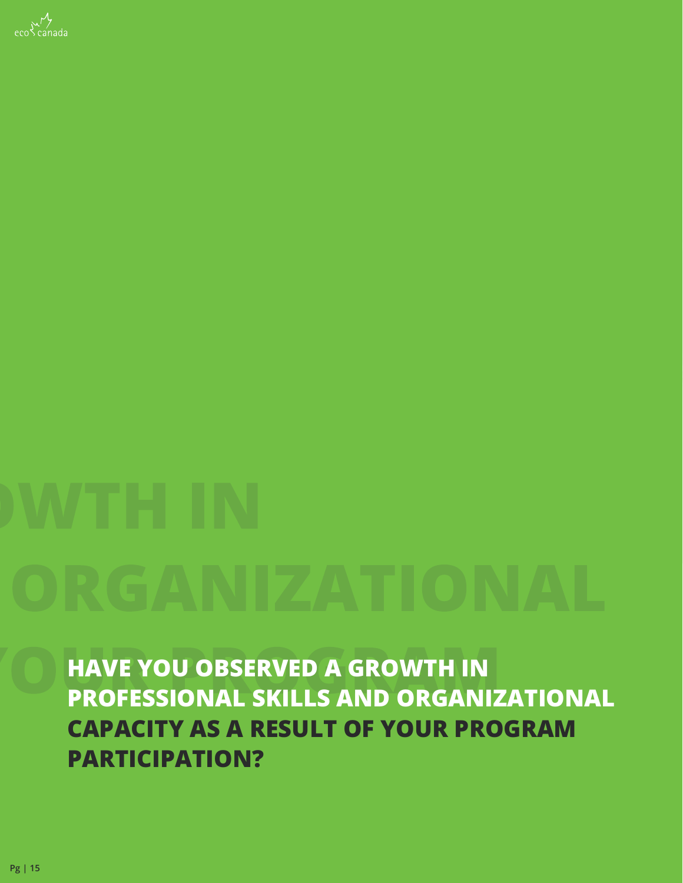# HAVE YOU OBSERVED A GROWTH IN PROFESSIONAL SKILLS AND ORGANIZATIONAL CAPACITY AS A RESULT OF YOUR PROGRAM PARTICIPATION?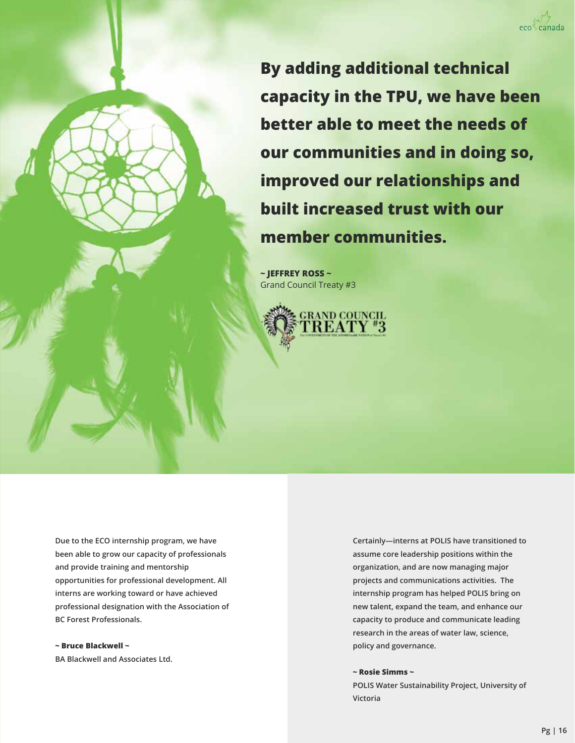**By adding additional technical capacity in the TPU, we have been better able to meet the needs of our communities and in doing so, improved our relationships and built increased trust with our member communities.**

**~ JEFFREY ROSS ~**
Grand Council Treaty #3

Due to the ECO internship program, we have been able to grow our capacity of professionals and provide training and mentorship opportunities for professional development. All interns are working toward or have achieved professional designation with the Association of BC Forest Professionals.

**~ Bruce Blackwell ~**
BA Blackwell and Associates Ltd.

Certainly—interns at POLIS have transitioned to assume core leadership positions within the organization, and are now managing major projects and communications activities. The internship program has helped POLIS bring on new talent, expand the team, and enhance our capacity to produce and communicate leading research in the areas of water law, science, policy and governance.

**~ Rosie Simms ~**
POLIS Water Sustainability Project, University of Victoria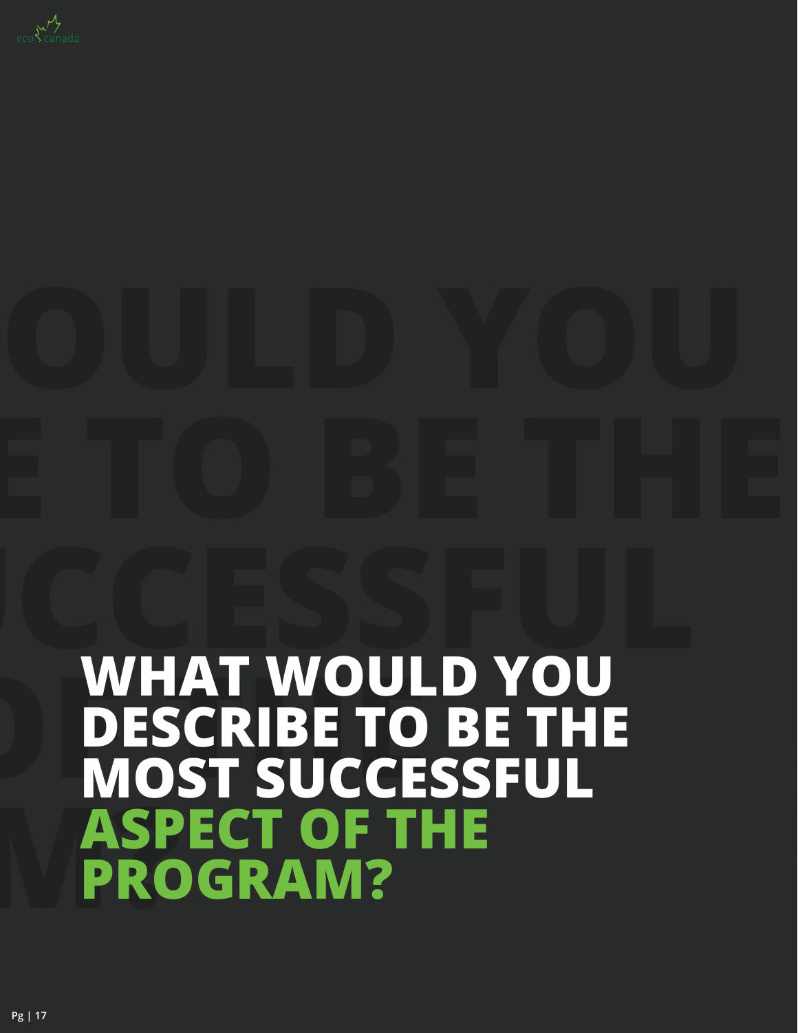# WHAT WOULD YOU DESCRIBE TO BE THE MOST SUCCESSFUL ASPECT OF THE PROGRAM?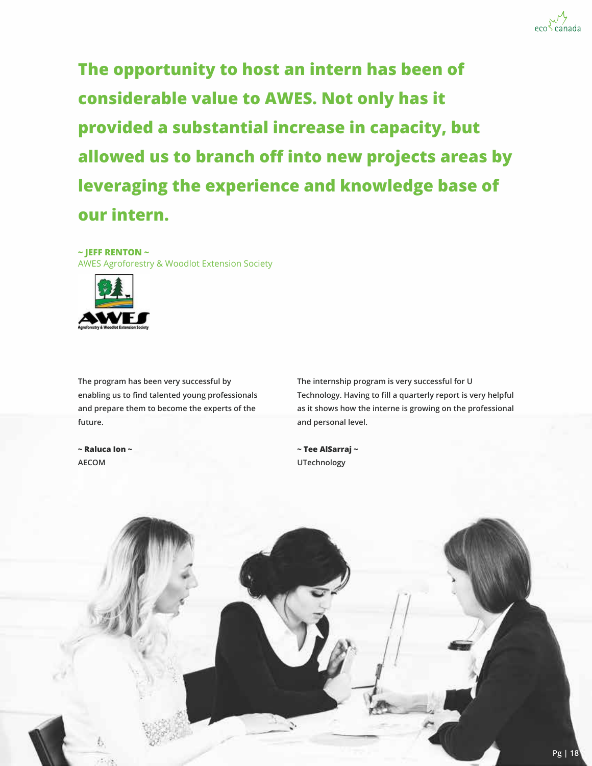**The opportunity to host an intern has been of considerable value to AWES. Not only has it provided a substantial increase in capacity, but allowed us to branch off into new projects areas by leveraging the experience and knowledge base of our intern.**

**~ JEFF RENTON ~**
AWES Agroforestry & Woodlot Extension Society

**The program has been very successful by enabling us to find talented young professionals and prepare them to become the experts of the future.**

**~ Raluca Ion ~**
**AECOM**

**The internship program is very successful for U Technology. Having to fill a quarterly report is very helpful as it shows how the interne is growing on the professional and personal level.**

**~ Tee AlSarraj ~**
**UTechnology**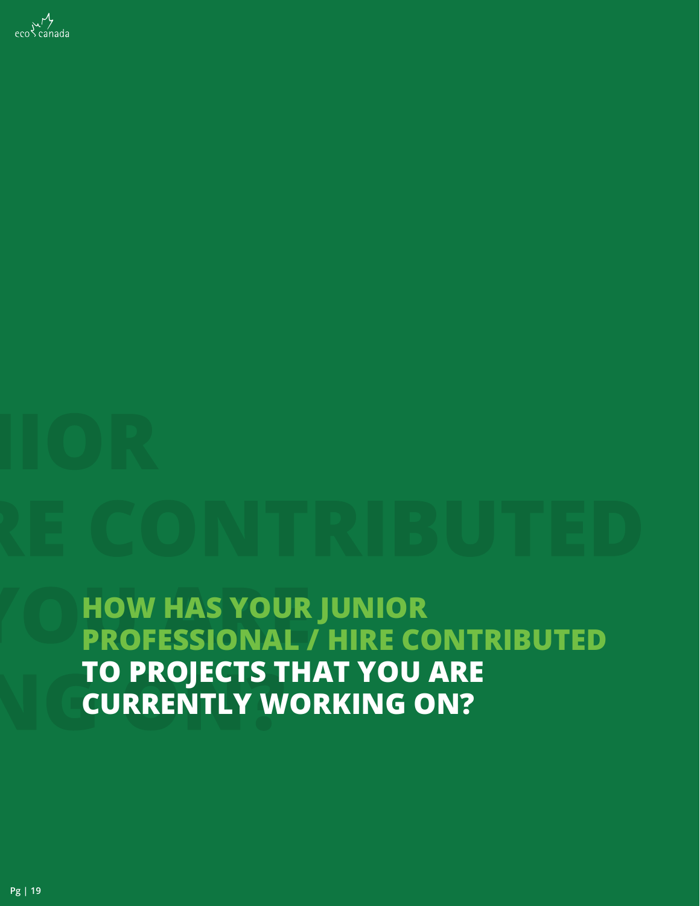# HOW HAS YOUR JUNIOR PROFESSIONAL / HIRE CONTRIBUTED TO PROJECTS THAT YOU ARE CURRENTLY WORKING ON?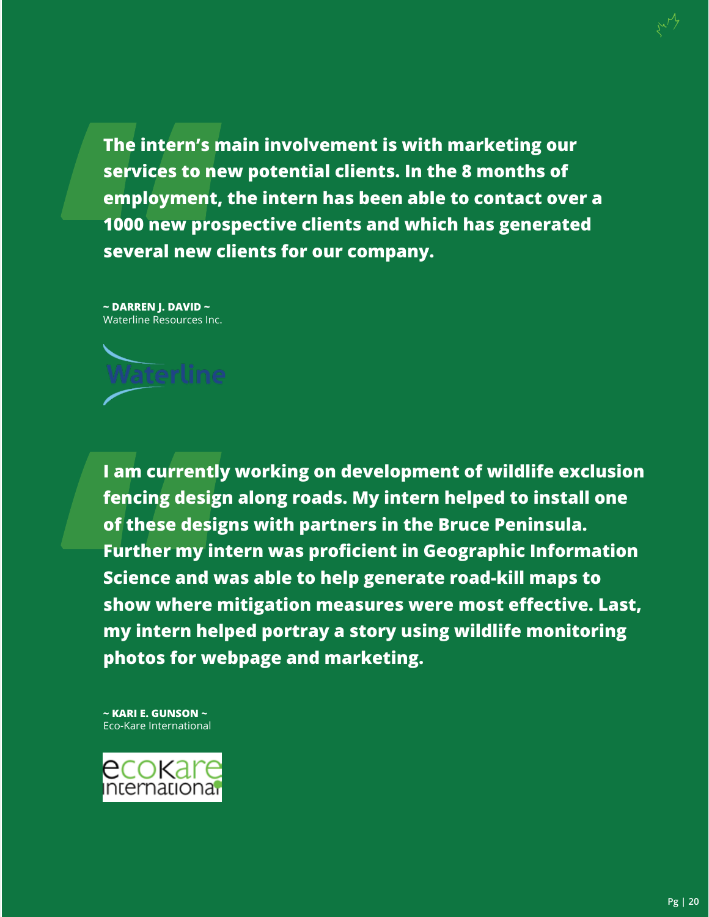**The intern’s main involvement is with marketing our services to new potential clients. In the 8 months of employment, the intern has been able to contact over a 1000 new prospective clients and which has generated several new clients for our company.**

**~ DARREN J. DAVID ~**
Waterline Resources Inc.

**I am currently working on development of wildlife exclusion fencing design along roads. My intern helped to install one of these designs with partners in the Bruce Peninsula. Further my intern was proficient in Geographic Information Science and was able to help generate road-kill maps to show where mitigation measures were most effective. Last, my intern helped portray a story using wildlife monitoring photos for webpage and marketing.**

**~ KARI E. GUNSON ~**
Eco-Kare International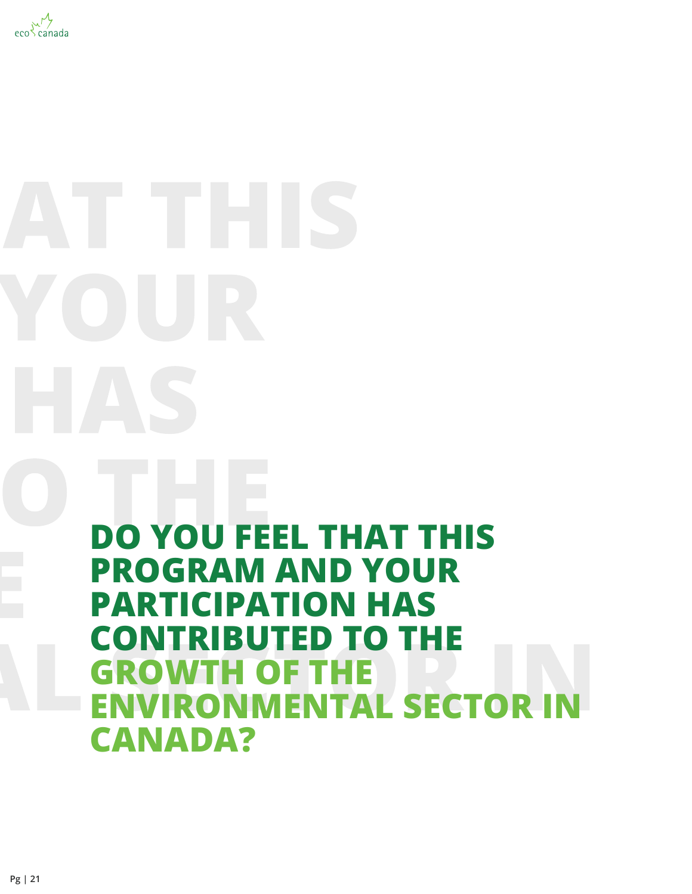# DO YOU FEEL THAT THIS PROGRAM AND YOUR PARTICIPATION HAS CONTRIBUTED TO THE GROWTH OF THE ENVIRONMENTAL SECTOR IN CANADA?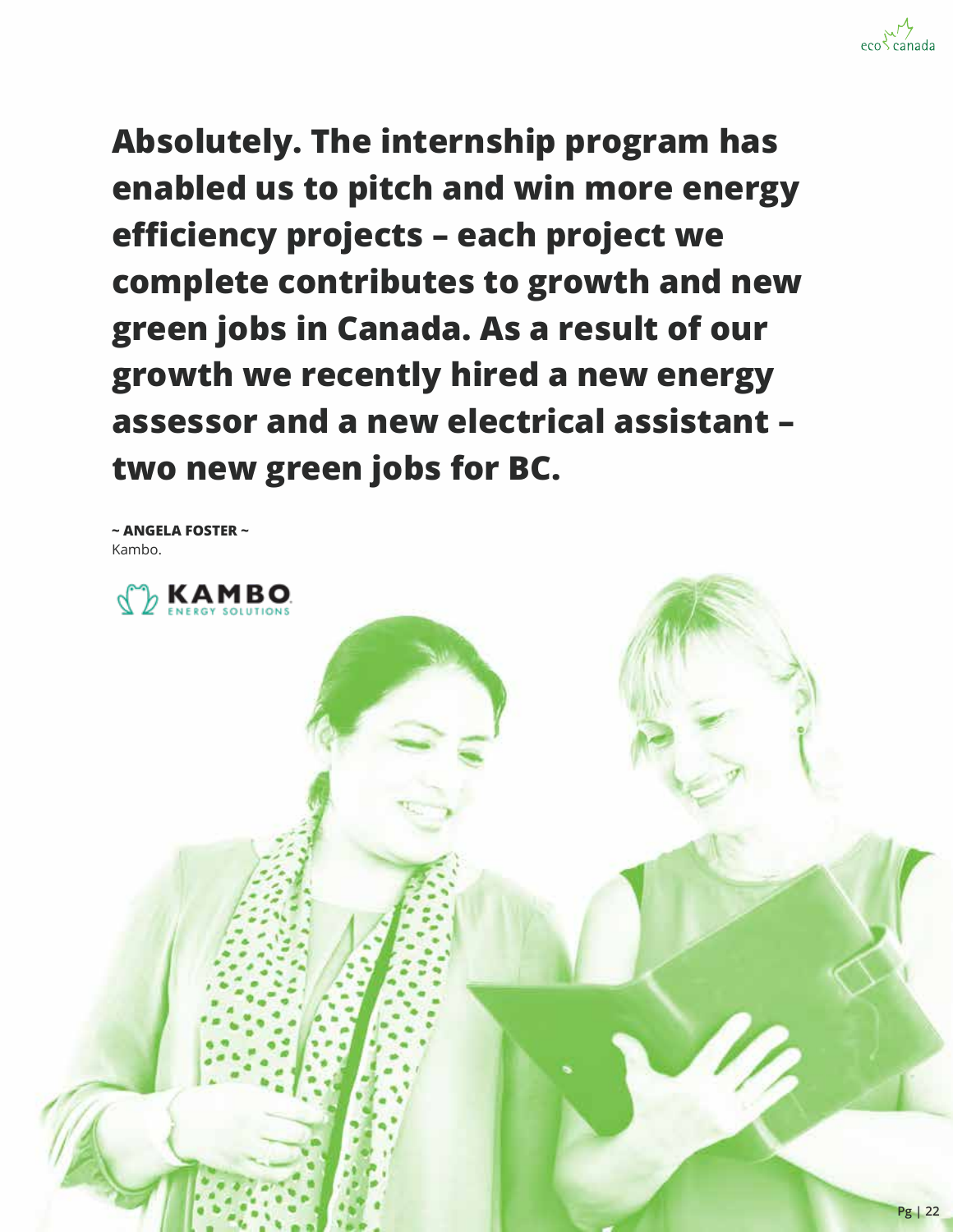**Absolutely. The internship program has enabled us to pitch and win more energy efficiency projects – each project we complete contributes to growth and new green jobs in Canada. As a result of our growth we recently hired a new energy assessor and a new electrical assistant – two new green jobs for BC.**

**~ ANGELA FOSTER ~**
Kambo.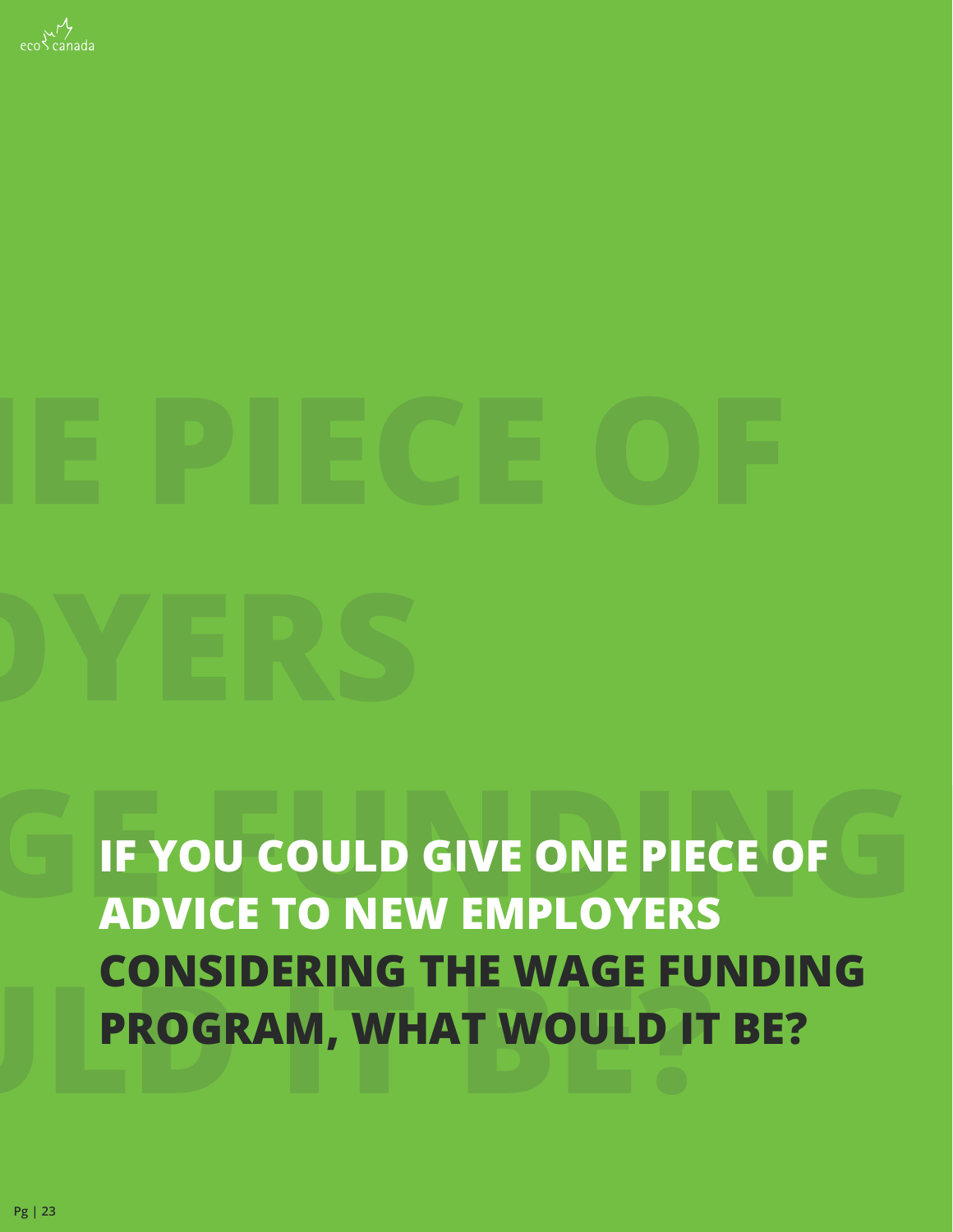# IF YOU COULD GIVE ONE PIECE OF ADVICE TO NEW EMPLOYERS CONSIDERING THE WAGE FUNDING PROGRAM, WHAT WOULD IT BE?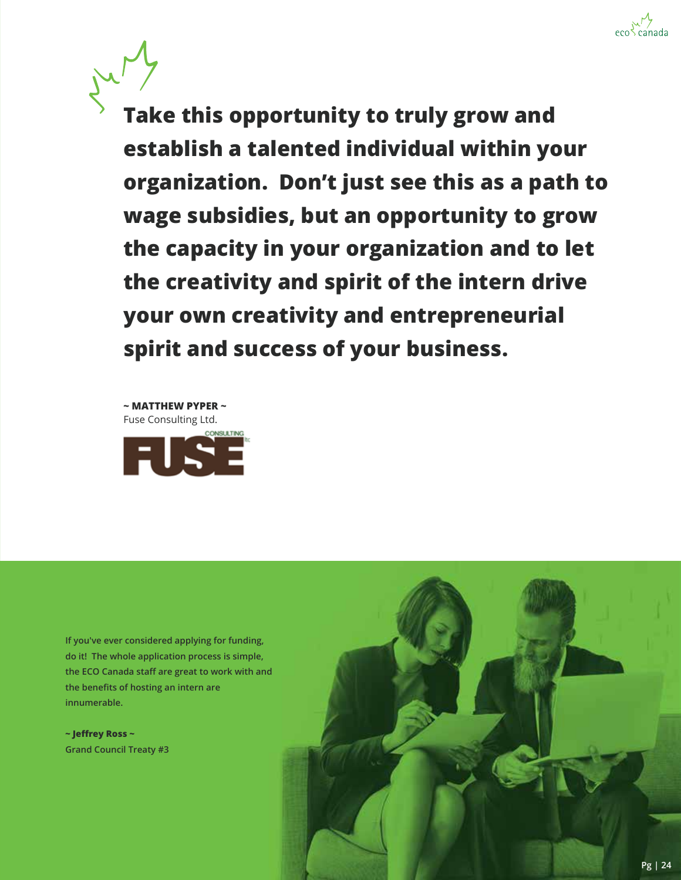**Take this opportunity to truly grow and establish a talented individual within your organization.  Don't just see this as a path to wage subsidies, but an opportunity to grow the capacity in your organization and to let the creativity and spirit of the intern drive your own creativity and entrepreneurial spirit and success of your business.**

**~ MATTHEW PYPER ~**
Fuse Consulting Ltd.

**If you've ever considered applying for funding, do it!  The whole application process is simple, the ECO Canada staff are great to work with and the benefits of hosting an intern are innumerable.**

**~ Jeffrey Ross ~**
**Grand Council Treaty #3**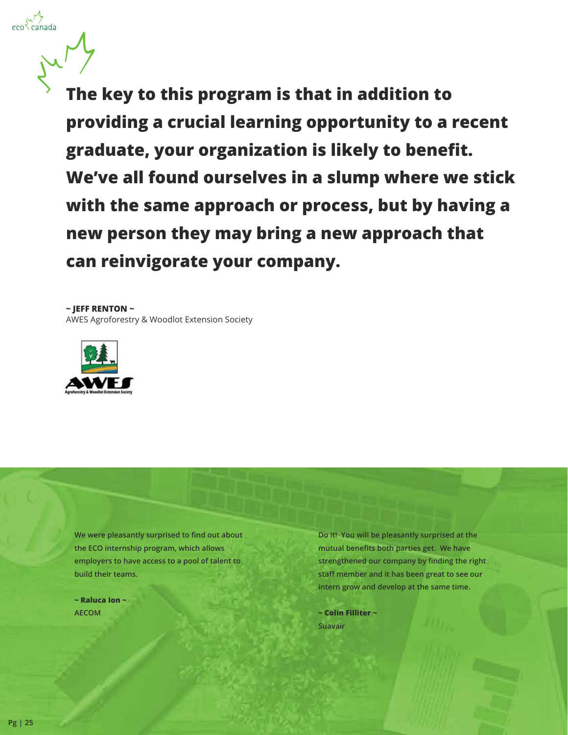**The key to this program is that in addition to providing a crucial learning opportunity to a recent graduate, your organization is likely to benefit. We've all found ourselves in a slump where we stick with the same approach or process, but by having a new person they may bring a new approach that can reinvigorate your company.**

**~ JEFF RENTON ~**
AWES Agroforestry & Woodlot Extension Society

We were pleasantly surprised to find out about the ECO internship program, which allows employers to have access to a pool of talent to build their teams.

**~ Raluca Ion ~**
AECOM

Do it! You will be pleasantly surprised at the mutual benefits both parties get. We have strengthened our company by finding the right staff member and it has been great to see our intern grow and develop at the same time.

**~ Colin Filliter ~**
Suavair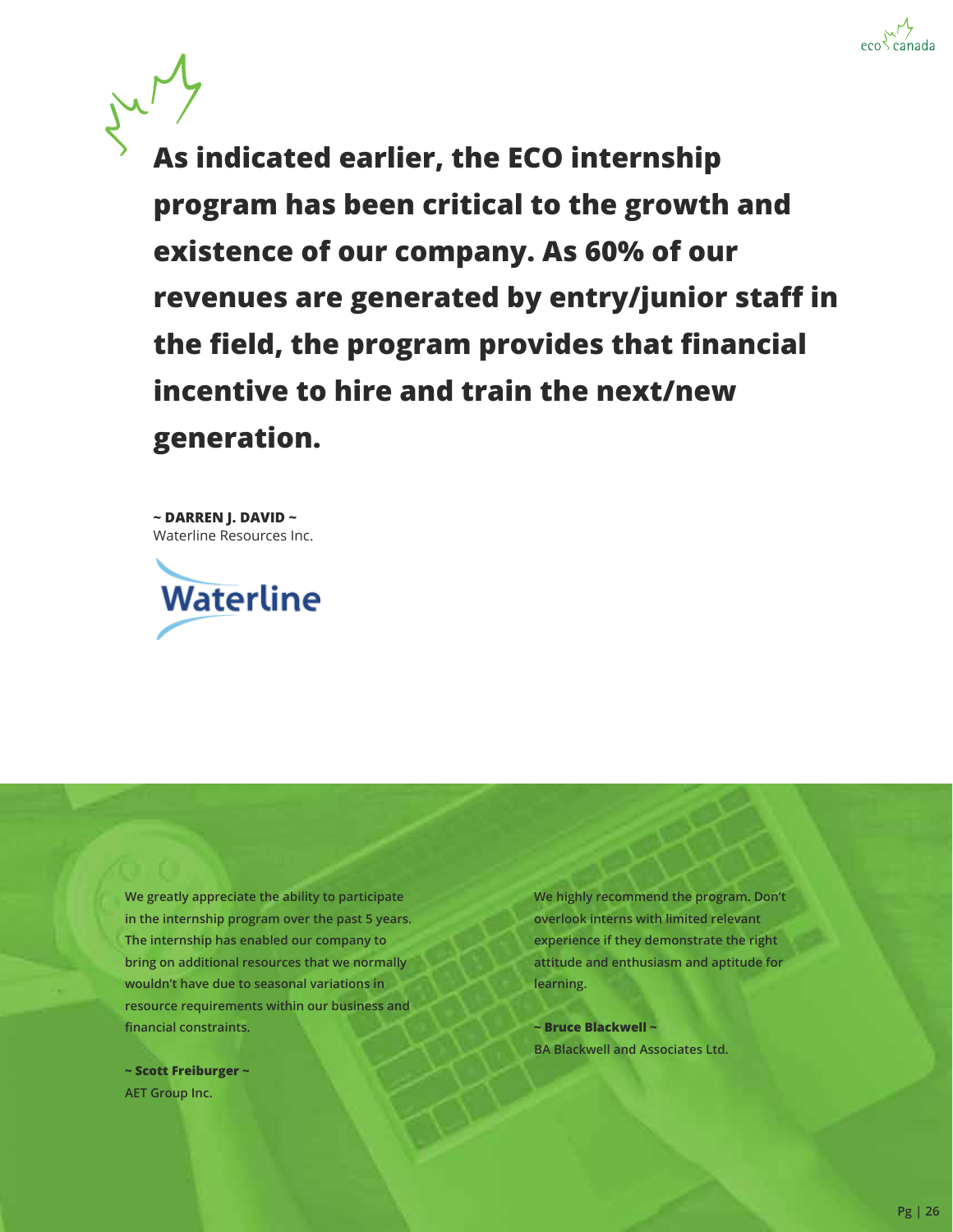**As indicated earlier, the ECO internship program has been critical to the growth and existence of our company. As 60% of our revenues are generated by entry/junior staff in the field, the program provides that financial incentive to hire and train the next/new generation.**

**~ DARREN J. DAVID ~**
Waterline Resources Inc.

We greatly appreciate the ability to participate in the internship program over the past 5 years. The internship has enabled our company to bring on additional resources that we normally wouldn't have due to seasonal variations in resource requirements within our business and financial constraints.

**~ Scott Freiburger ~**
AET Group Inc.

We highly recommend the program. Don't overlook interns with limited relevant experience if they demonstrate the right attitude and enthusiasm and aptitude for learning.

**~ Bruce Blackwell ~**
BA Blackwell and Associates Ltd.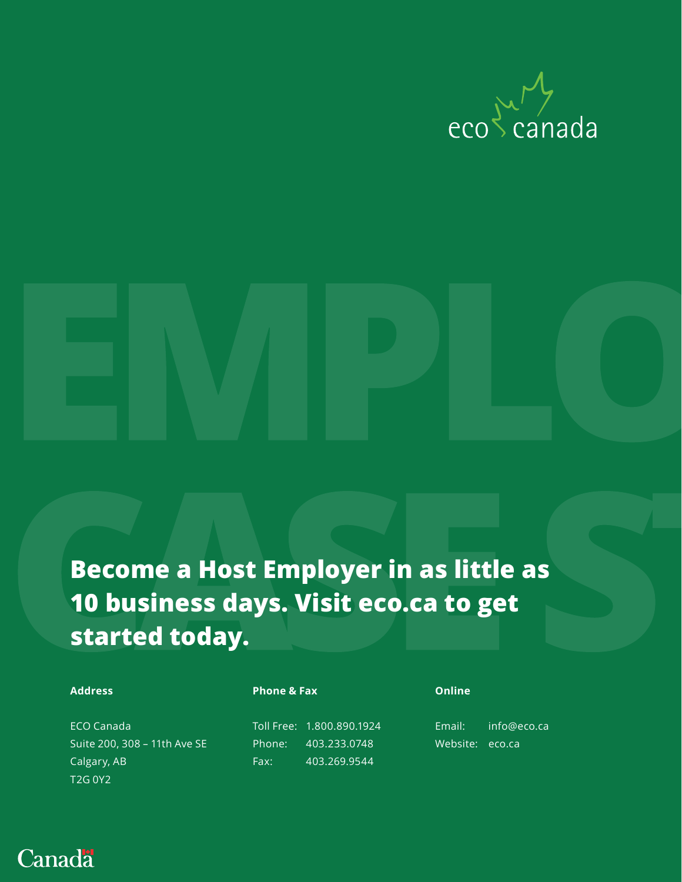eco canada

**Become a Host Employer in as little as 10 business days. Visit eco.ca to get started today.**

**Address**

ECO Canada
Suite 200, 308 – 11th Ave SE
Calgary, AB
T2G 0Y2

**Phone & Fax**

Toll Free: 1.800.890.1924
Phone: 403.233.0748
Fax: 403.269.9544

**Online**

Email: info@eco.ca
Website: eco.ca

Canada